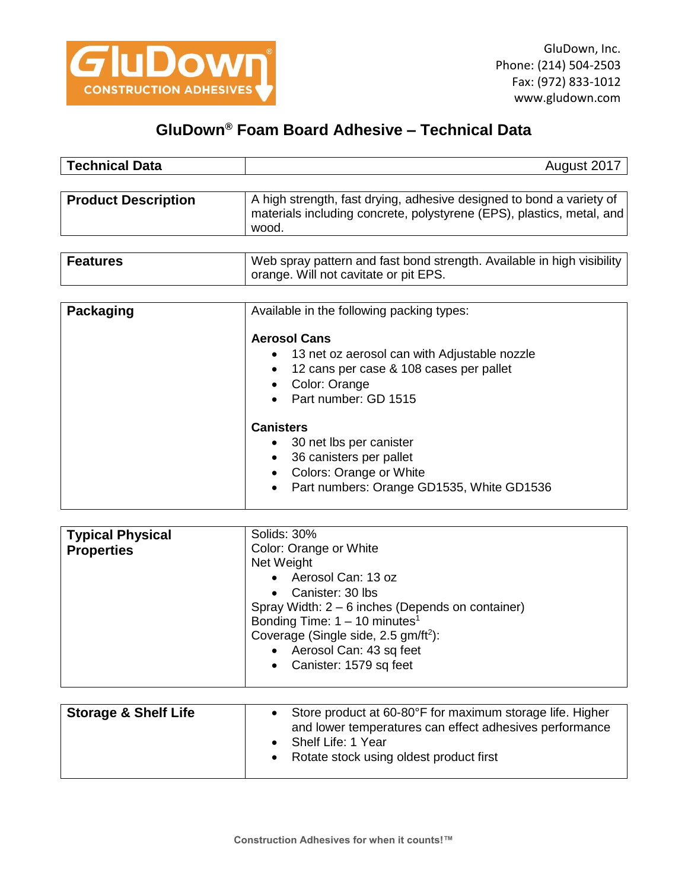GluDown, Inc.
Phone: (214) 504-2503
Fax: (972) 833-1012
www.gludown.com

# GluDown® Foam Board Adhesive – Technical Data

| **Technical Data** | August 2017 |
|---|---|

| **Product Description** | A high strength, fast drying, adhesive designed to bond a variety of materials including concrete, polystyrene (EPS), plastics, metal, and wood. |
|---|---|

| **Features** | Web spray pattern and fast bond strength. Available in high visibility orange. Will not cavitate or pit EPS. |
|---|---|

| **Packaging** | Available in the following packing types:<br><br>**Aerosol Cans**<br>• 13 net oz aerosol can with Adjustable nozzle<br>• 12 cans per case & 108 cases per pallet<br>• Color: Orange<br>• Part number: GD 1515<br><br>**Canisters**<br>• 30 net lbs per canister<br>• 36 canisters per pallet<br>• Colors: Orange or White<br>• Part numbers: Orange GD1535, White GD1536 |
|---|---|

| **Typical Physical Properties** | Solids: 30%<br>Color: Orange or White<br>Net Weight<br>• Aerosol Can: 13 oz<br>• Canister: 30 lbs<br>Spray Width: 2 – 6 inches (Depends on container)<br>Bonding Time: 1 – 10 minutes[1]<br>Coverage (Single side, 2.5 gm/ft$^2$):<br>• Aerosol Can: 43 sq feet<br>• Canister: 1579 sq feet |
|---|---|

| **Storage & Shelf Life** | • Store product at 60-80°F for maximum storage life. Higher and lower temperatures can effect adhesives performance<br>• Shelf Life: 1 Year<br>• Rotate stock using oldest product first |
|---|---|

Construction Adhesives for when it counts!™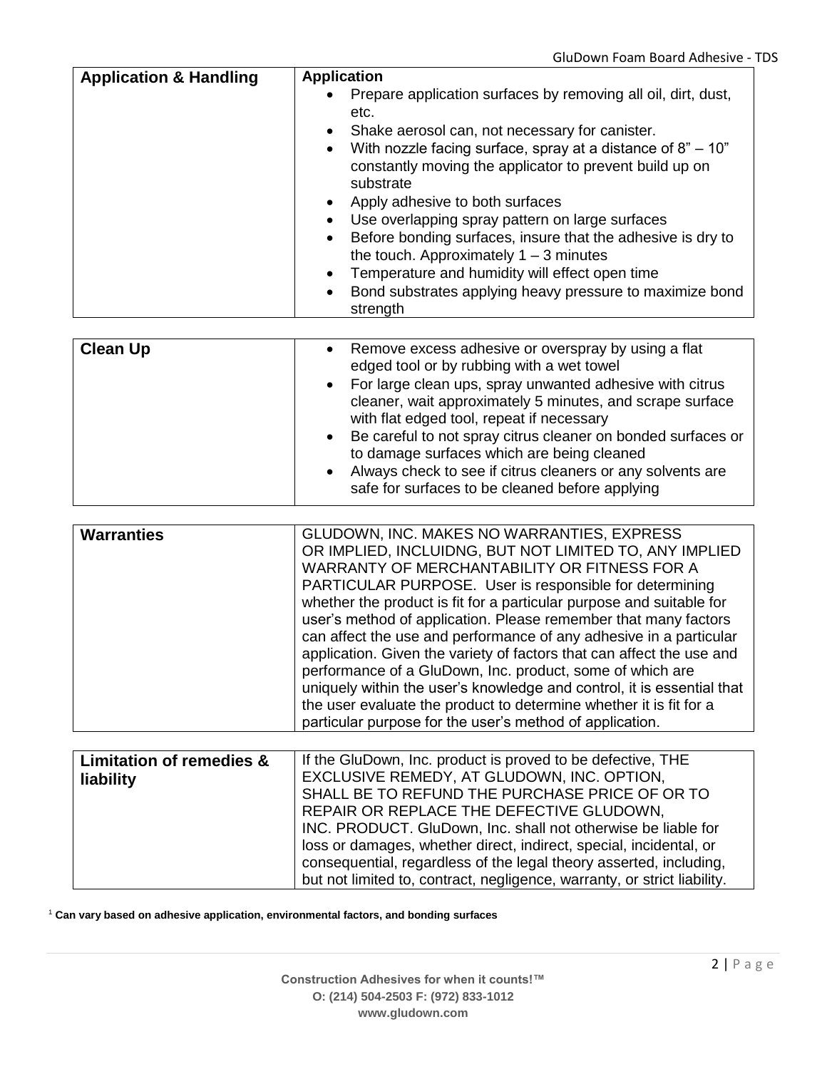| | |
|---|---|
| **Application & Handling** | **Application**<br>• Prepare application surfaces by removing all oil, dirt, dust, etc.<br>• Shake aerosol can, not necessary for canister.<br>• With nozzle facing surface, spray at a distance of 8" – 10" constantly moving the applicator to prevent build up on substrate<br>• Apply adhesive to both surfaces<br>• Use overlapping spray pattern on large surfaces<br>• Before bonding surfaces, insure that the adhesive is dry to the touch. Approximately 1 – 3 minutes<br>• Temperature and humidity will effect open time<br>• Bond substrates applying heavy pressure to maximize bond strength |

| | |
|---|---|
| **Clean Up** | • Remove excess adhesive or overspray by using a flat edged tool or by rubbing with a wet towel<br>• For large clean ups, spray unwanted adhesive with citrus cleaner, wait approximately 5 minutes, and scrape surface with flat edged tool, repeat if necessary<br>• Be careful to not spray citrus cleaner on bonded surfaces or to damage surfaces which are being cleaned<br>• Always check to see if citrus cleaners or any solvents are safe for surfaces to be cleaned before applying |

| | |
|---|---|
| **Warranties** | GLUDOWN, INC. MAKES NO WARRANTIES, EXPRESS OR IMPLIED, INCLUIDNG, BUT NOT LIMITED TO, ANY IMPLIED WARRANTY OF MERCHANTABILITY OR FITNESS FOR A PARTICULAR PURPOSE. User is responsible for determining whether the product is fit for a particular purpose and suitable for user's method of application. Please remember that many factors can affect the use and performance of any adhesive in a particular application. Given the variety of factors that can affect the use and performance of a GluDown, Inc. product, some of which are uniquely within the user's knowledge and control, it is essential that the user evaluate the product to determine whether it is fit for a particular purpose for the user's method of application. |

| | |
|---|---|
| **Limitation of remedies & liability** | If the GluDown, Inc. product is proved to be defective, THE EXCLUSIVE REMEDY, AT GLUDOWN, INC. OPTION, SHALL BE TO REFUND THE PURCHASE PRICE OF OR TO REPAIR OR REPLACE THE DEFECTIVE GLUDOWN, INC. PRODUCT. GluDown, Inc. shall not otherwise be liable for loss or damages, whether direct, indirect, special, incidental, or consequential, regardless of the legal theory asserted, including, but not limited to, contract, negligence, warranty, or strict liability. |

[1] **Can vary based on adhesive application, environmental factors, and bonding surfaces**

**Construction Adhesives for when it counts!™**
**O: (214) 504-2503 F: (972) 833-1012**
**www.gludown.com**